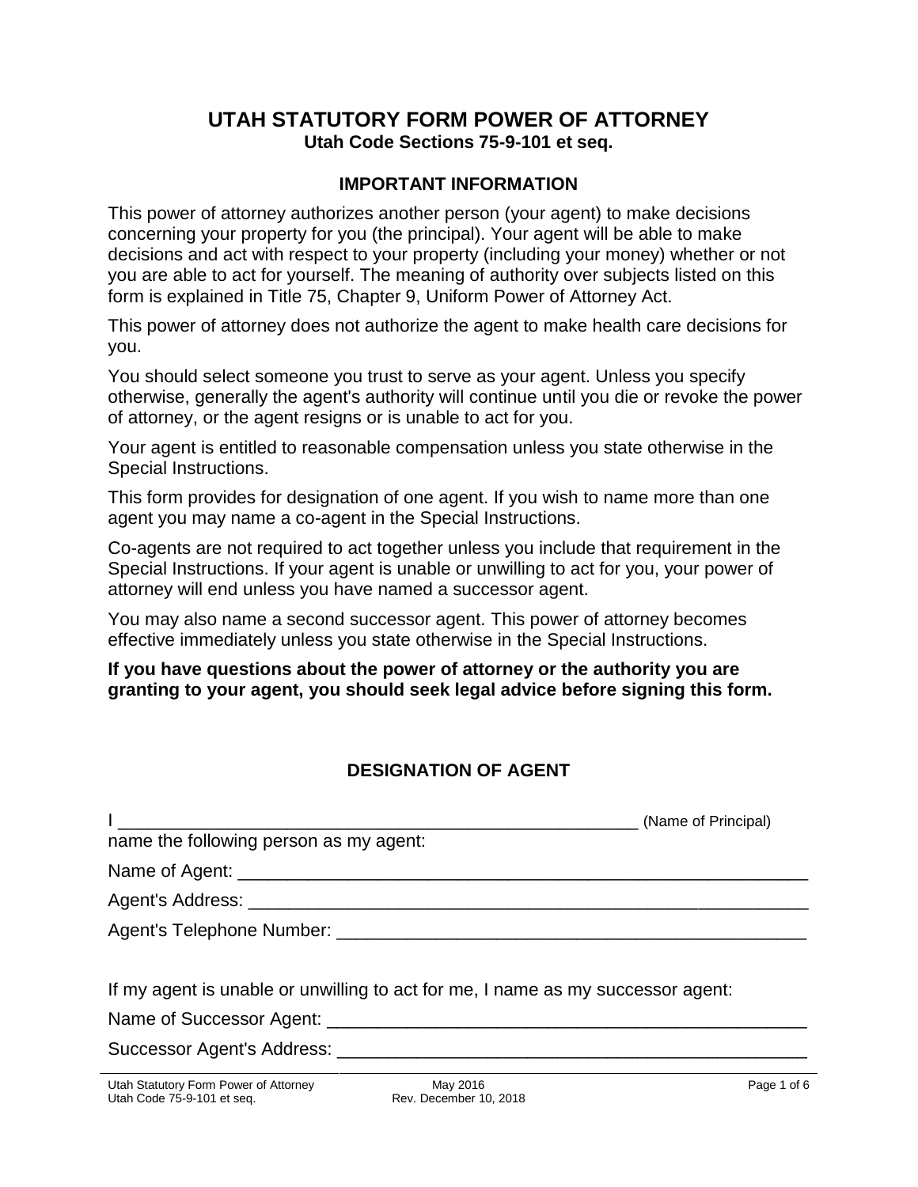# UTAH STATUTORY FORM POWER OF ATTORNEY

**Utah Code Sections 75-9-101 et seq.**

## IMPORTANT INFORMATION

This power of attorney authorizes another person (your agent) to make decisions concerning your property for you (the principal). Your agent will be able to make decisions and act with respect to your property (including your money) whether or not you are able to act for yourself. The meaning of authority over subjects listed on this form is explained in Title 75, Chapter 9, Uniform Power of Attorney Act.

This power of attorney does not authorize the agent to make health care decisions for you.

You should select someone you trust to serve as your agent. Unless you specify otherwise, generally the agent's authority will continue until you die or revoke the power of attorney, or the agent resigns or is unable to act for you.

Your agent is entitled to reasonable compensation unless you state otherwise in the Special Instructions.

This form provides for designation of one agent. If you wish to name more than one agent you may name a co-agent in the Special Instructions.

Co-agents are not required to act together unless you include that requirement in the Special Instructions. If your agent is unable or unwilling to act for you, your power of attorney will end unless you have named a successor agent.

You may also name a second successor agent. This power of attorney becomes effective immediately unless you state otherwise in the Special Instructions.

**If you have questions about the power of attorney or the authority you are granting to your agent, you should seek legal advice before signing this form.**

## DESIGNATION OF AGENT

I ________________________________________________________ (Name of Principal) name the following person as my agent:

Name of Agent: ____________________________________________________________

Agent's Address: ___________________________________________________________

Agent's Telephone Number: _________________________________________________

If my agent is unable or unwilling to act for me, I name as my successor agent:

Name of Successor Agent: __________________________________________________

Successor Agent's Address: _________________________________________________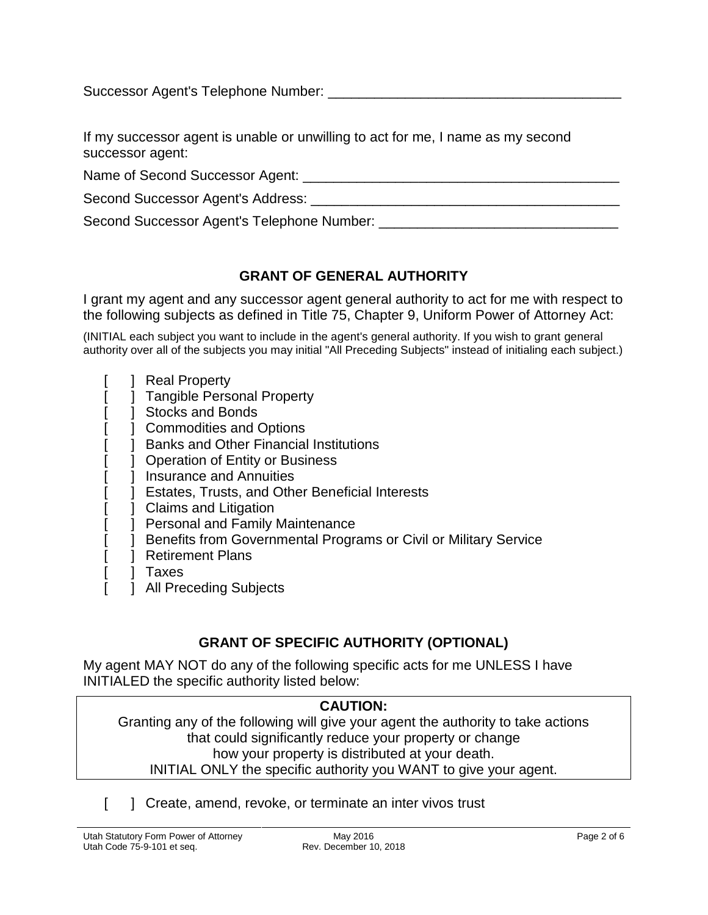Successor Agent's Telephone Number: ______________________________________

If my successor agent is unable or unwilling to act for me, I name as my second successor agent:

Name of Second Successor Agent: _________________________________________

Second Successor Agent's Address: ________________________________________

Second Successor Agent's Telephone Number: ______________________________

## GRANT OF GENERAL AUTHORITY

I grant my agent and any successor agent general authority to act for me with respect to the following subjects as defined in Title 75, Chapter 9, Uniform Power of Attorney Act:

(INITIAL each subject you want to include in the agent's general authority. If you wish to grant general authority over all of the subjects you may initial "All Preceding Subjects" instead of initialing each subject.)

[ ] Real Property
[ ] Tangible Personal Property
[ ] Stocks and Bonds
[ ] Commodities and Options
[ ] Banks and Other Financial Institutions
[ ] Operation of Entity or Business
[ ] Insurance and Annuities
[ ] Estates, Trusts, and Other Beneficial Interests
[ ] Claims and Litigation
[ ] Personal and Family Maintenance
[ ] Benefits from Governmental Programs or Civil or Military Service
[ ] Retirement Plans
[ ] Taxes
[ ] All Preceding Subjects

## GRANT OF SPECIFIC AUTHORITY (OPTIONAL)

My agent MAY NOT do any of the following specific acts for me UNLESS I have INITIALED the specific authority listed below:

**CAUTION:**
Granting any of the following will give your agent the authority to take actions that could significantly reduce your property or change how your property is distributed at your death.
INITIAL ONLY the specific authority you WANT to give your agent.

[ ] Create, amend, revoke, or terminate an inter vivos trust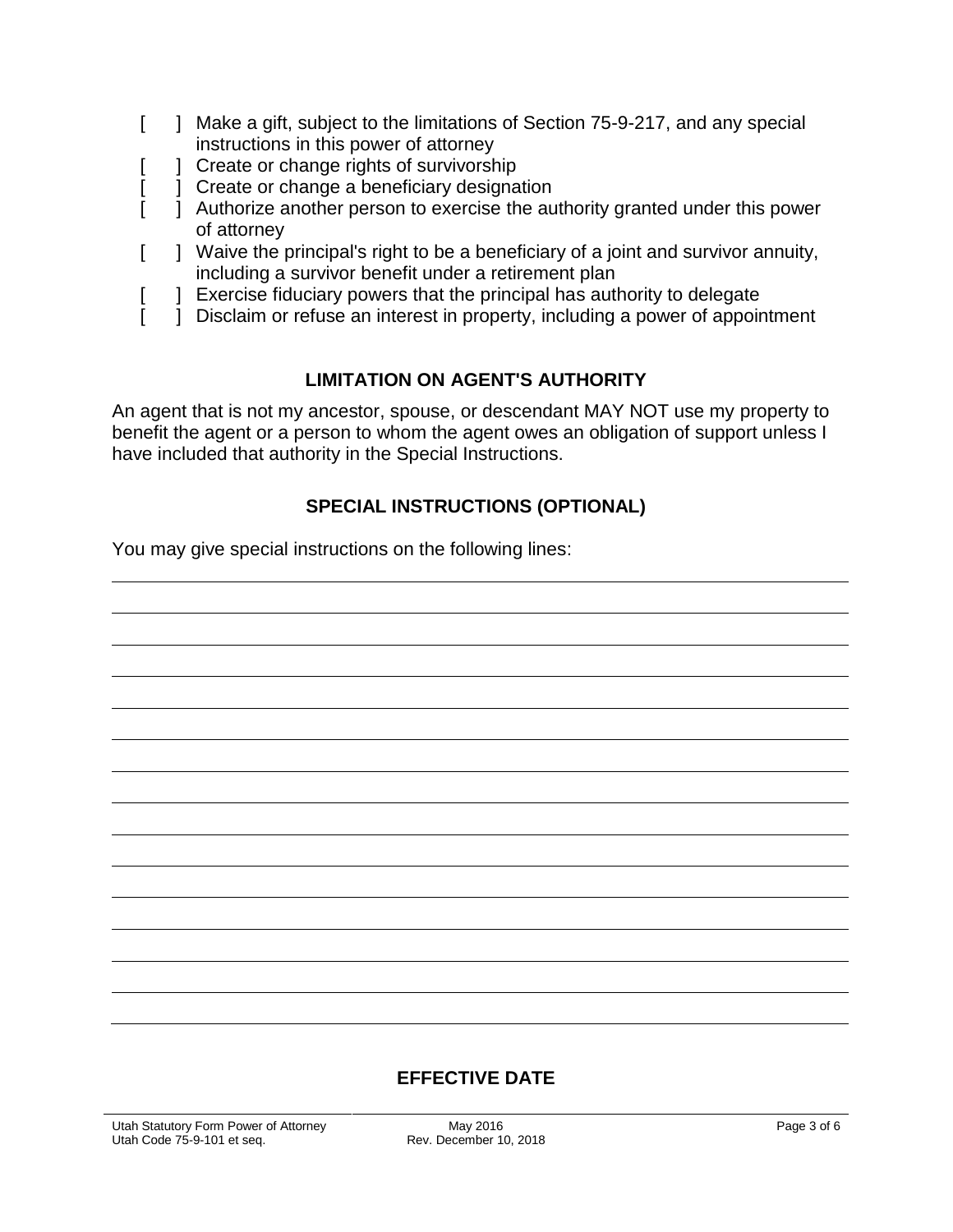[ ] Make a gift, subject to the limitations of Section 75-9-217, and any special instructions in this power of attorney

[ ] Create or change rights of survivorship

[ ] Create or change a beneficiary designation

[ ] Authorize another person to exercise the authority granted under this power of attorney

[ ] Waive the principal's right to be a beneficiary of a joint and survivor annuity, including a survivor benefit under a retirement plan

[ ] Exercise fiduciary powers that the principal has authority to delegate

[ ] Disclaim or refuse an interest in property, including a power of appointment

## LIMITATION ON AGENT'S AUTHORITY

An agent that is not my ancestor, spouse, or descendant MAY NOT use my property to benefit the agent or a person to whom the agent owes an obligation of support unless I have included that authority in the Special Instructions.

## SPECIAL INSTRUCTIONS (OPTIONAL)

You may give special instructions on the following lines:

______________________________________________________________________________

______________________________________________________________________________

______________________________________________________________________________

______________________________________________________________________________

______________________________________________________________________________

______________________________________________________________________________

______________________________________________________________________________

______________________________________________________________________________

______________________________________________________________________________

______________________________________________________________________________

______________________________________________________________________________

______________________________________________________________________________

______________________________________________________________________________

______________________________________________________________________________

## EFFECTIVE DATE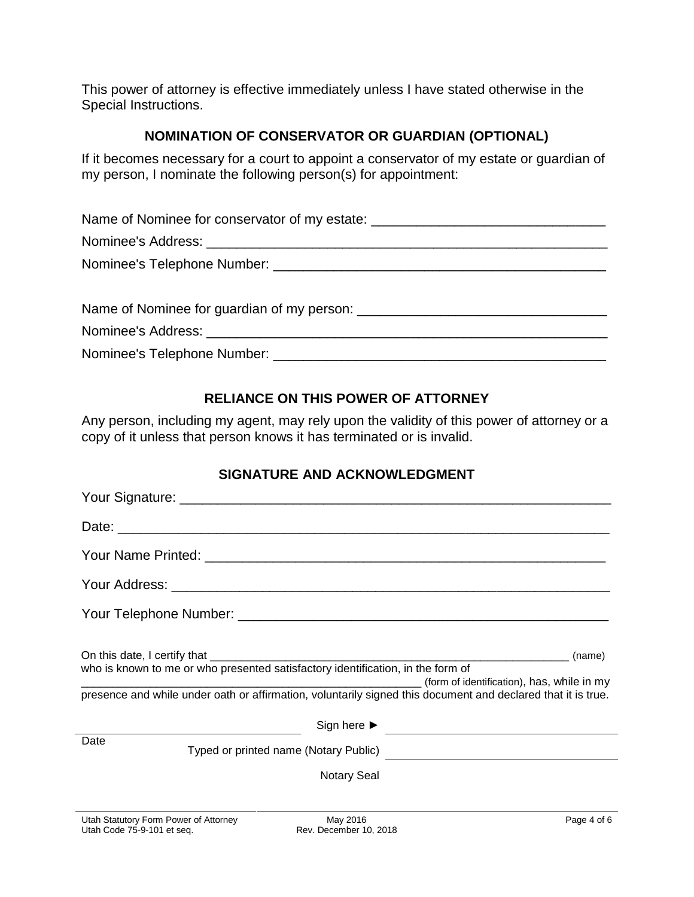This power of attorney is effective immediately unless I have stated otherwise in the Special Instructions.

## NOMINATION OF CONSERVATOR OR GUARDIAN (OPTIONAL)

If it becomes necessary for a court to appoint a conservator of my estate or guardian of my person, I nominate the following person(s) for appointment:

Name of Nominee for conservator of my estate: _______________________________

Nominee's Address: ________________________________________________________

Nominee's Telephone Number: ______________________________________________

Name of Nominee for guardian of my person: _________________________________

Nominee's Address: ________________________________________________________

Nominee's Telephone Number: ______________________________________________

## RELIANCE ON THIS POWER OF ATTORNEY

Any person, including my agent, may rely upon the validity of this power of attorney or a copy of it unless that person knows it has terminated or is invalid.

## SIGNATURE AND ACKNOWLEDGMENT

Your Signature: ____________________________________________________________

Date: _____________________________________________________________________

Your Name Printed: _________________________________________________________

Your Address: ______________________________________________________________

Your Telephone Number: ______________________________________________________

On this date, I certify that ____________________________________________ (name) who is known to me or who presented satisfactory identification, in the form of ______________________________________ (form of identification), has, while in my presence and while under oath or affirmation, voluntarily signed this document and declared that it is true.

_______________________ Sign here ► _______________________

Date

Typed or printed name (Notary Public) _______________________

Notary Seal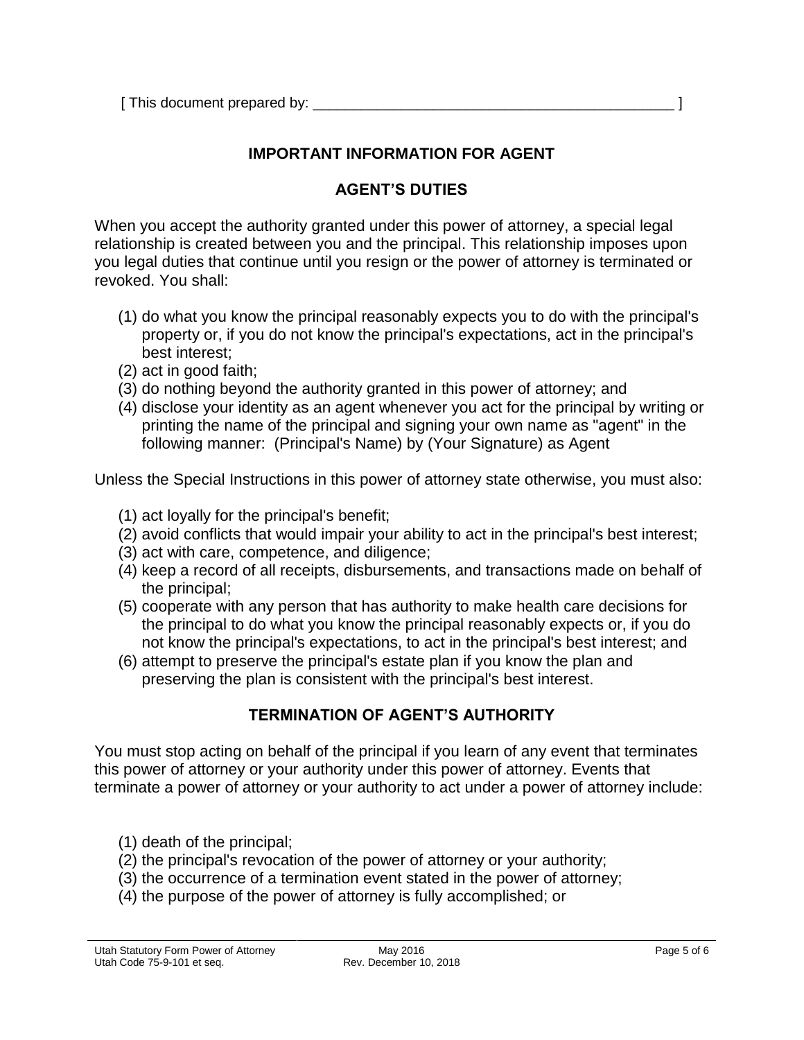[ This document prepared by: _____________________________________________ ]

## IMPORTANT INFORMATION FOR AGENT

### AGENT'S DUTIES

When you accept the authority granted under this power of attorney, a special legal relationship is created between you and the principal. This relationship imposes upon you legal duties that continue until you resign or the power of attorney is terminated or revoked. You shall:

(1) do what you know the principal reasonably expects you to do with the principal's property or, if you do not know the principal's expectations, act in the principal's best interest;
(2) act in good faith;
(3) do nothing beyond the authority granted in this power of attorney; and
(4) disclose your identity as an agent whenever you act for the principal by writing or printing the name of the principal and signing your own name as "agent" in the following manner: (Principal's Name) by (Your Signature) as Agent

Unless the Special Instructions in this power of attorney state otherwise, you must also:

(1) act loyally for the principal's benefit;
(2) avoid conflicts that would impair your ability to act in the principal's best interest;
(3) act with care, competence, and diligence;
(4) keep a record of all receipts, disbursements, and transactions made on behalf of the principal;
(5) cooperate with any person that has authority to make health care decisions for the principal to do what you know the principal reasonably expects or, if you do not know the principal's expectations, to act in the principal's best interest; and
(6) attempt to preserve the principal's estate plan if you know the plan and preserving the plan is consistent with the principal's best interest.

### TERMINATION OF AGENT'S AUTHORITY

You must stop acting on behalf of the principal if you learn of any event that terminates this power of attorney or your authority under this power of attorney. Events that terminate a power of attorney or your authority to act under a power of attorney include:

(1) death of the principal;
(2) the principal's revocation of the power of attorney or your authority;
(3) the occurrence of a termination event stated in the power of attorney;
(4) the purpose of the power of attorney is fully accomplished; or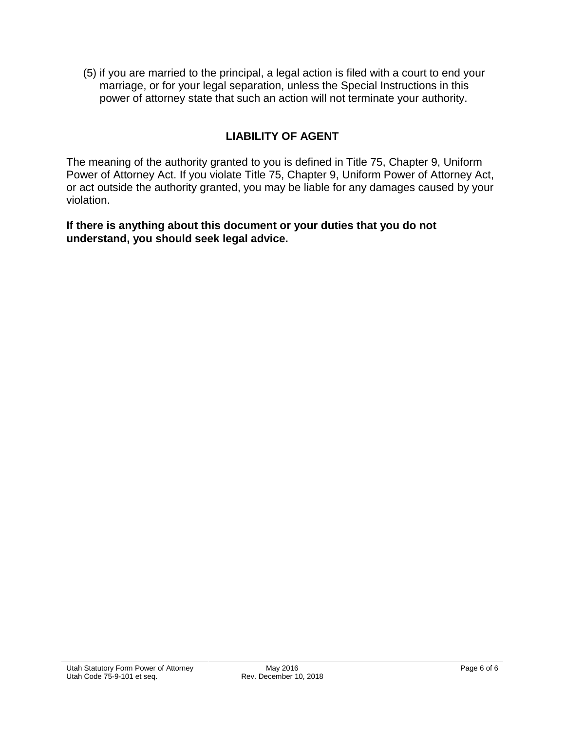(5) if you are married to the principal, a legal action is filed with a court to end your marriage, or for your legal separation, unless the Special Instructions in this power of attorney state that such an action will not terminate your authority.

## LIABILITY OF AGENT

The meaning of the authority granted to you is defined in Title 75, Chapter 9, Uniform Power of Attorney Act. If you violate Title 75, Chapter 9, Uniform Power of Attorney Act, or act outside the authority granted, you may be liable for any damages caused by your violation.

**If there is anything about this document or your duties that you do not understand, you should seek legal advice.**